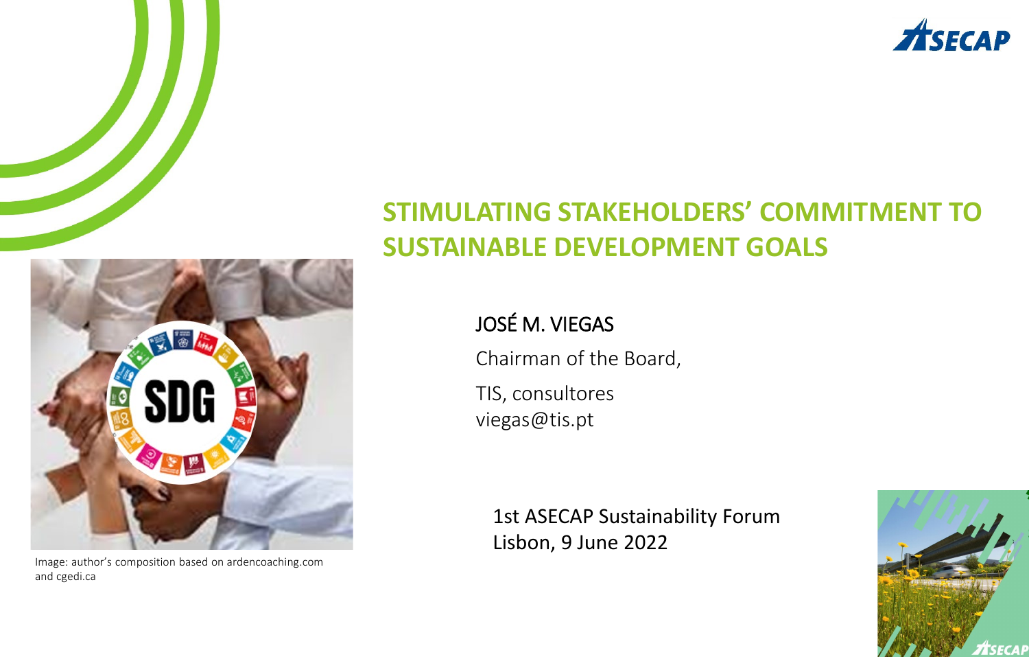# STIMULATING STAKEHOLDERS' COMMITMENT TO SUSTAINABLE DEVELOPMENT GOALS

JOSÉ M. VIEGAS

Chairman of the Board,

TIS, consultores
viegas@tis.pt

1st ASECAP Sustainability Forum
Lisbon, 9 June 2022

Image: author's composition based on ardencoaching.com and cgedi.ca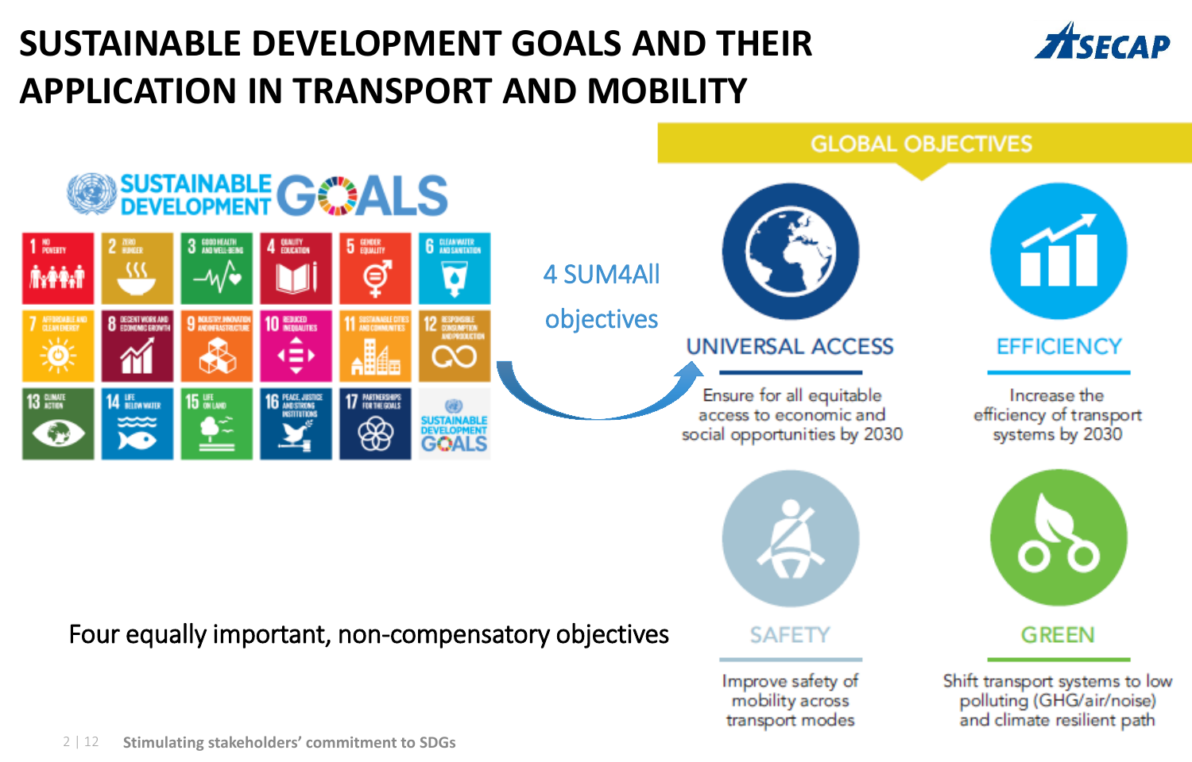# SUSTAINABLE DEVELOPMENT GOALS AND THEIR APPLICATION IN TRANSPORT AND MOBILITY

SUSTAINABLE DEVELOPMENT GOALS

1 NO POVERTY
2 ZERO HUNGER
3 GOOD HEALTH AND WELL-BEING
4 QUALITY EDUCATION
5 GENDER EQUALITY
6 CLEAN WATER AND SANITATION
7 AFFORDABLE AND CLEAN ENERGY
8 DECENT WORK AND ECONOMIC GROWTH
9 INDUSTRY, INNOVATION AND INFRASTRUCTURE
10 REDUCED INEQUALITIES
11 SUSTAINABLE CITIES AND COMMUNITIES
12 RESPONSIBLE CONSUMPTION AND PRODUCTION
13 CLIMATE ACTION
14 LIFE BELOW WATER
15 LIFE ON LAND
16 PEACE, JUSTICE AND STRONG INSTITUTIONS
17 PARTNERSHIPS FOR THE GOALS

4 SUM4All objectives

## GLOBAL OBJECTIVES

**UNIVERSAL ACCESS**
Ensure for all equitable access to economic and social opportunities by 2030

**EFFICIENCY**
Increase the efficiency of transport systems by 2030

**SAFETY**
Improve safety of mobility across transport modes

**GREEN**
Shift transport systems to low polluting (GHG/air/noise) and climate resilient path

Four equally important, non-compensatory objectives

Stimulating stakeholders' commitment to SDGs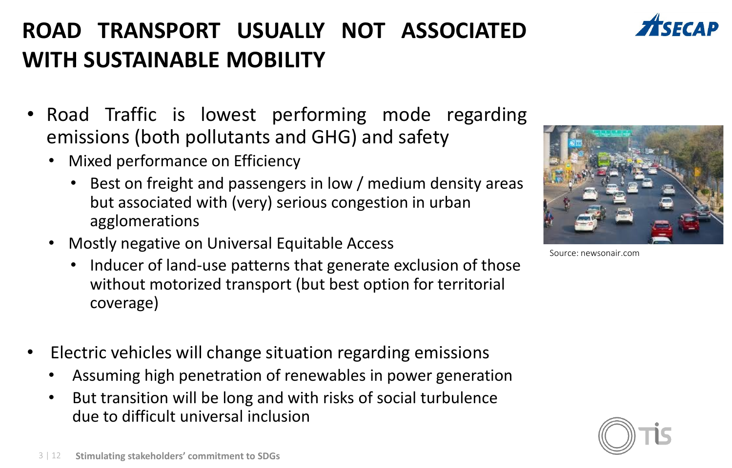# ROAD TRANSPORT USUALLY NOT ASSOCIATED WITH SUSTAINABLE MOBILITY

- Road Traffic is lowest performing mode regarding emissions (both pollutants and GHG) and safety
  - Mixed performance on Efficiency
    - Best on freight and passengers in low / medium density areas but associated with (very) serious congestion in urban agglomerations
  - Mostly negative on Universal Equitable Access
    - Inducer of land-use patterns that generate exclusion of those without motorized transport (but best option for territorial coverage)

Source: newsonair.com

- Electric vehicles will change situation regarding emissions
  - Assuming high penetration of renewables in power generation
  - But transition will be long and with risks of social turbulence due to difficult universal inclusion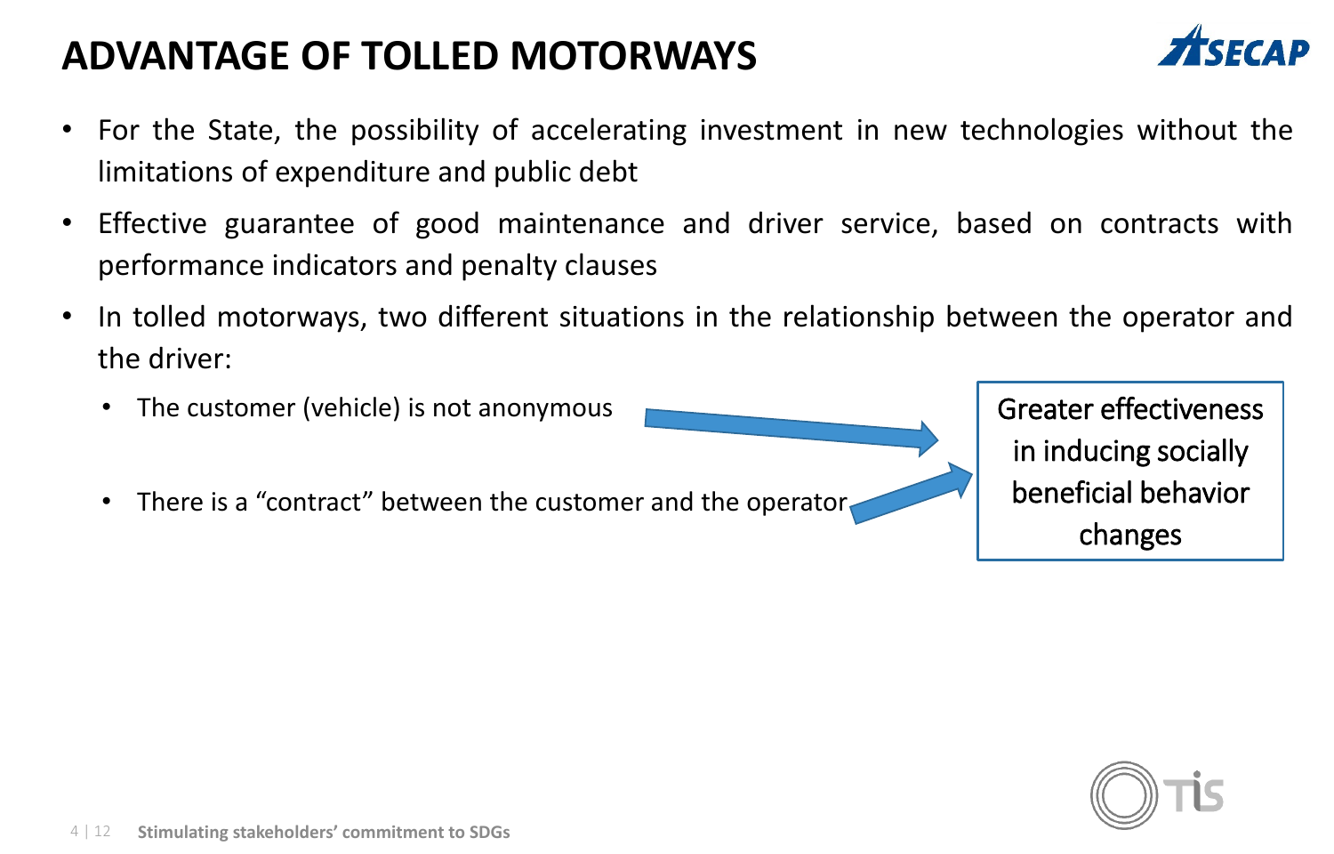# ADVANTAGE OF TOLLED MOTORWAYS

- For the State, the possibility of accelerating investment in new technologies without the limitations of expenditure and public debt
- Effective guarantee of good maintenance and driver service, based on contracts with performance indicators and penalty clauses
- In tolled motorways, two different situations in the relationship between the operator and the driver:
  - The customer (vehicle) is not anonymous
  - There is a "contract" between the customer and the operator

→ Greater effectiveness in inducing socially beneficial behavior changes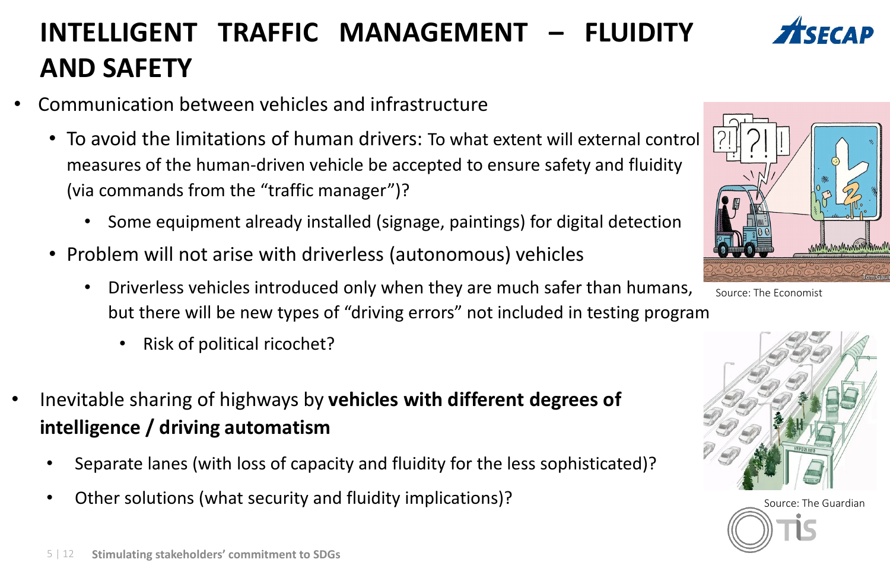# INTELLIGENT TRAFFIC MANAGEMENT – FLUIDITY AND SAFETY

- Communication between vehicles and infrastructure
  - To avoid the limitations of human drivers: To what extent will external control measures of the human-driven vehicle be accepted to ensure safety and fluidity (via commands from the "traffic manager")?
    - Some equipment already installed (signage, paintings) for digital detection
  - Problem will not arise with driverless (autonomous) vehicles
    - Driverless vehicles introduced only when they are much safer than humans, but there will be new types of "driving errors" not included in testing program
      - Risk of political ricochet?

Source: The Economist

- Inevitable sharing of highways by **vehicles with different degrees of intelligence / driving automatism**
  - Separate lanes (with loss of capacity and fluidity for the less sophisticated)?
  - Other solutions (what security and fluidity implications)?

Source: The Guardian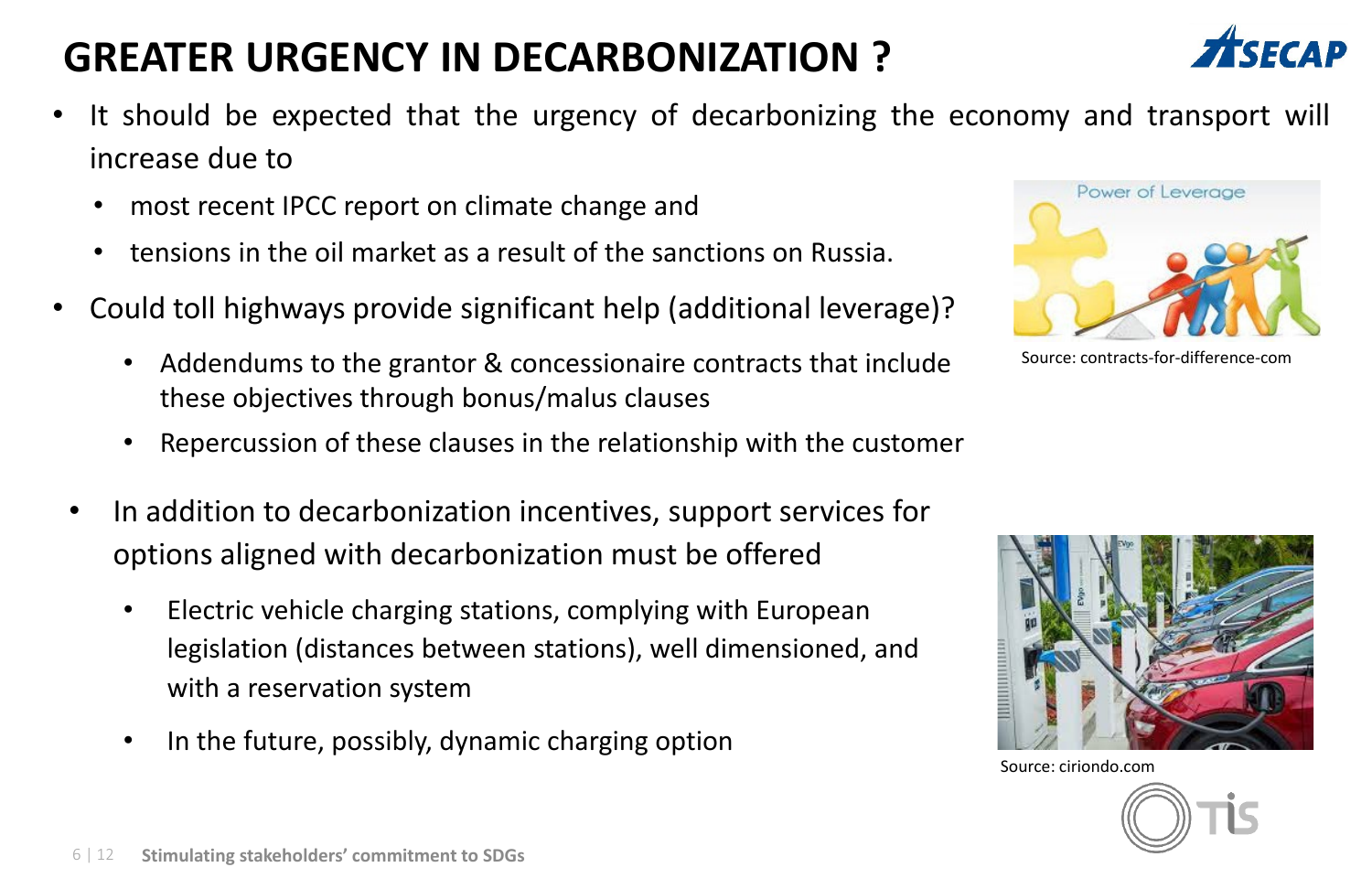# GREATER URGENCY IN DECARBONIZATION ?

- It should be expected that the urgency of decarbonizing the economy and transport will increase due to
  - most recent IPCC report on climate change and
  - tensions in the oil market as a result of the sanctions on Russia.
- Could toll highways provide significant help (additional leverage)?
  - Addendums to the grantor & concessionaire contracts that include these objectives through bonus/malus clauses
  - Repercussion of these clauses in the relationship with the customer

Source: contracts-for-difference-com

- In addition to decarbonization incentives, support services for options aligned with decarbonization must be offered
  - Electric vehicle charging stations, complying with European legislation (distances between stations), well dimensioned, and with a reservation system
  - In the future, possibly, dynamic charging option

Source: ciriondo.com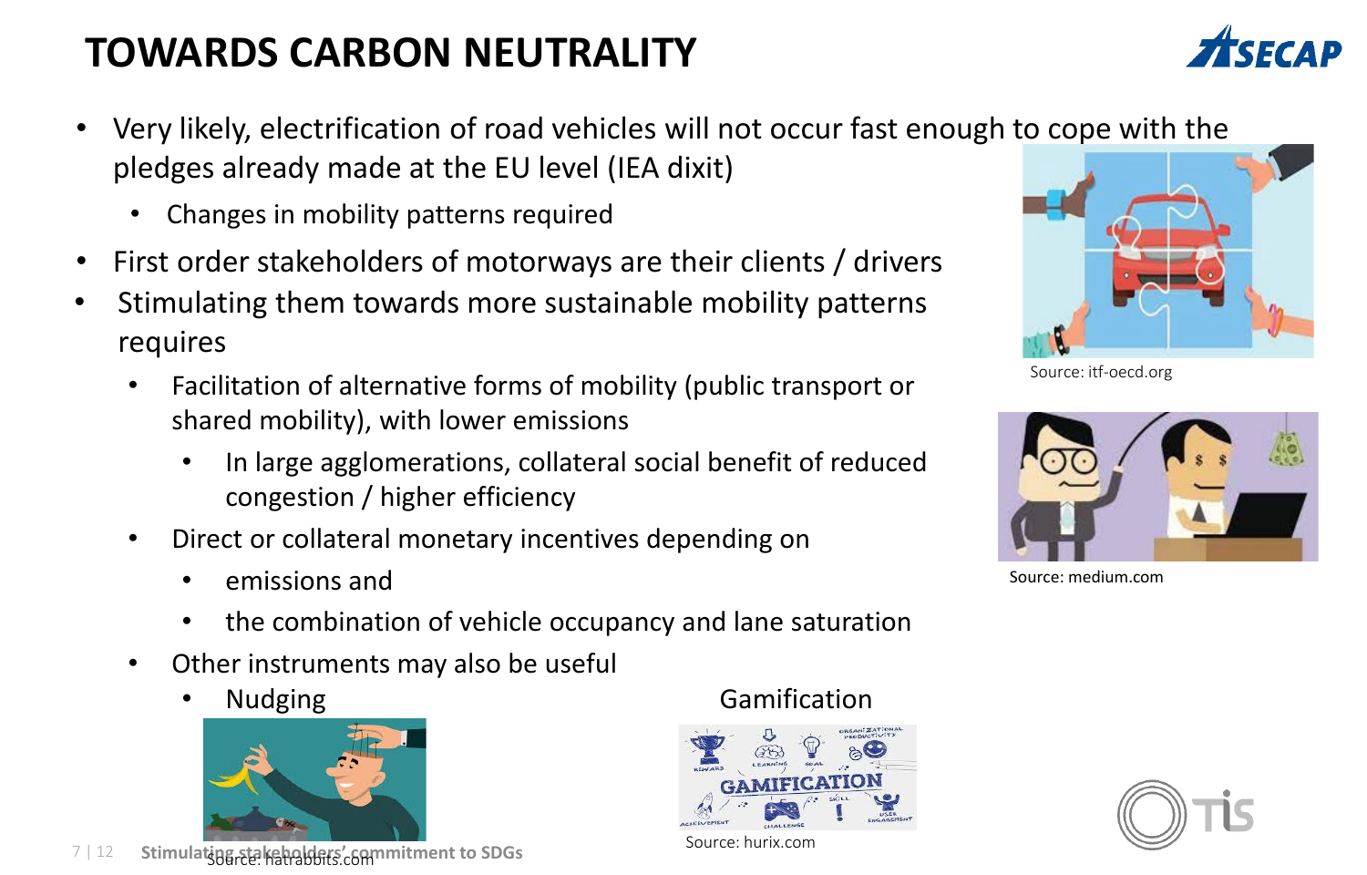# TOWARDS CARBON NEUTRALITY

- Very likely, electrification of road vehicles will not occur fast enough to cope with the pledges already made at the EU level (IEA dixit)
  - Changes in mobility patterns required
- First order stakeholders of motorways are their clients / drivers
- Stimulating them towards more sustainable mobility patterns requires
  - Facilitation of alternative forms of mobility (public transport or shared mobility), with lower emissions
    - In large agglomerations, collateral social benefit of reduced congestion / higher efficiency
  - Direct or collateral monetary incentives depending on
    - emissions and
    - the combination of vehicle occupancy and lane saturation
  - Other instruments may also be useful
    - Nudging
    - Gamification

Source: itf-oecd.org

Source: medium.com

Source: hatrabbits.com

Source: hurix.com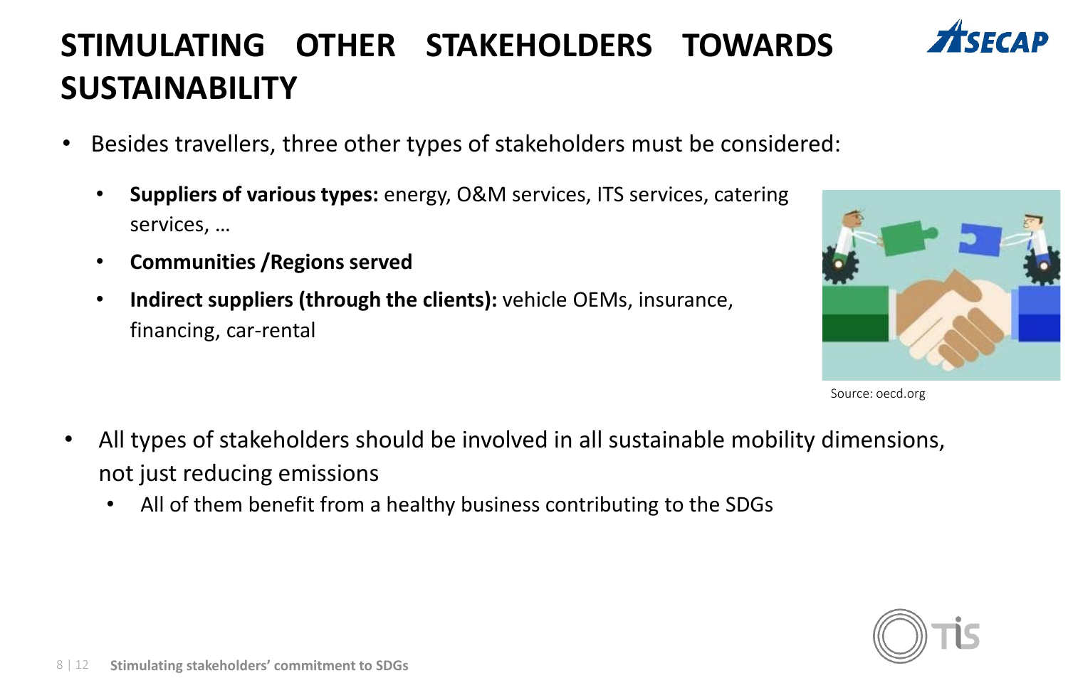# STIMULATING OTHER STAKEHOLDERS TOWARDS SUSTAINABILITY

- Besides travellers, three other types of stakeholders must be considered:
  - **Suppliers of various types:** energy, O&M services, ITS services, catering services, …
  - **Communities /Regions served**
  - **Indirect suppliers (through the clients):** vehicle OEMs, insurance, financing, car-rental

Source: oecd.org

- All types of stakeholders should be involved in all sustainable mobility dimensions, not just reducing emissions
  - All of them benefit from a healthy business contributing to the SDGs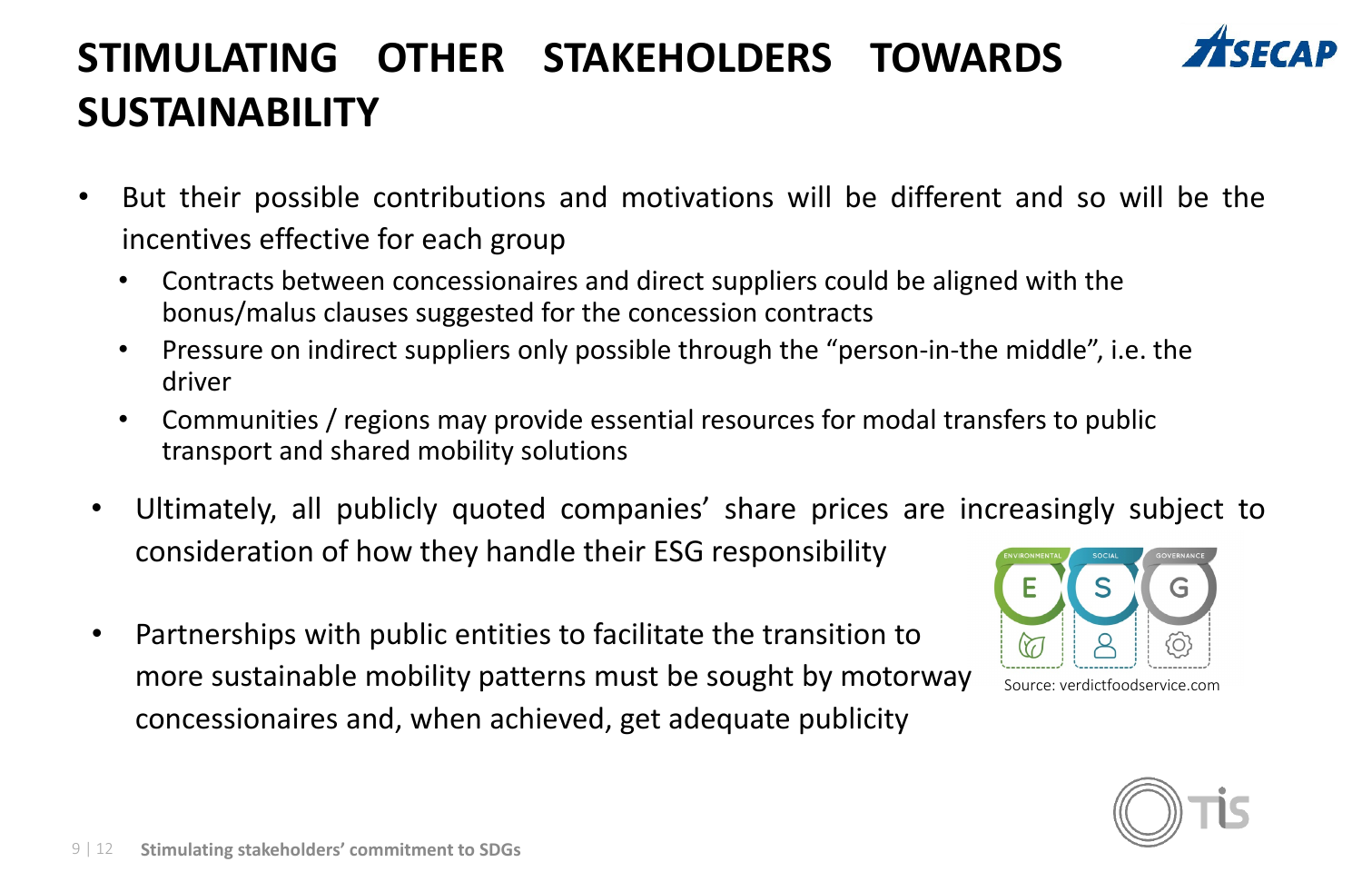# STIMULATING OTHER STAKEHOLDERS TOWARDS SUSTAINABILITY

- But their possible contributions and motivations will be different and so will be the incentives effective for each group
  - Contracts between concessionaires and direct suppliers could be aligned with the bonus/malus clauses suggested for the concession contracts
  - Pressure on indirect suppliers only possible through the "person-in-the middle", i.e. the driver
  - Communities / regions may provide essential resources for modal transfers to public transport and shared mobility solutions
- Ultimately, all publicly quoted companies' share prices are increasingly subject to consideration of how they handle their ESG responsibility
- Partnerships with public entities to facilitate the transition to more sustainable mobility patterns must be sought by motorway concessionaires and, when achieved, get adequate publicity

Source: verdictfoodservice.com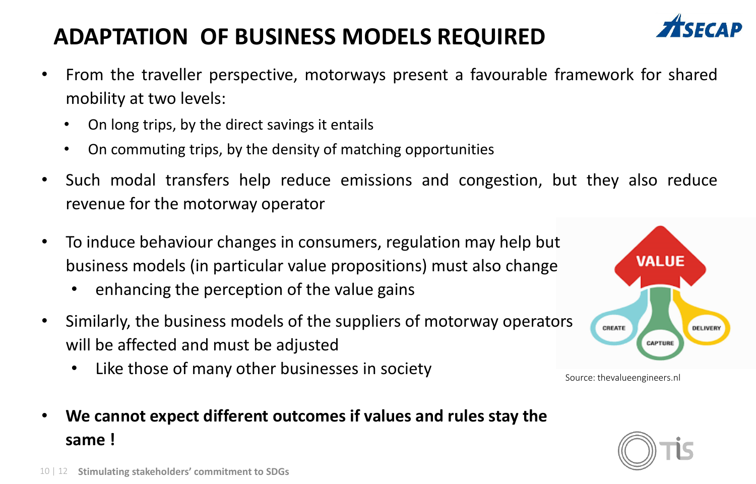# ADAPTATION OF BUSINESS MODELS REQUIRED

- From the traveller perspective, motorways present a favourable framework for shared mobility at two levels:
  - On long trips, by the direct savings it entails
  - On commuting trips, by the density of matching opportunities
- Such modal transfers help reduce emissions and congestion, but they also reduce revenue for the motorway operator
- To induce behaviour changes in consumers, regulation may help but business models (in particular value propositions) must also change
  - enhancing the perception of the value gains
- Similarly, the business models of the suppliers of motorway operators will be affected and must be adjusted
  - Like those of many other businesses in society
- **We cannot expect different outcomes if values and rules stay the same !**

Source: thevalueengineers.nl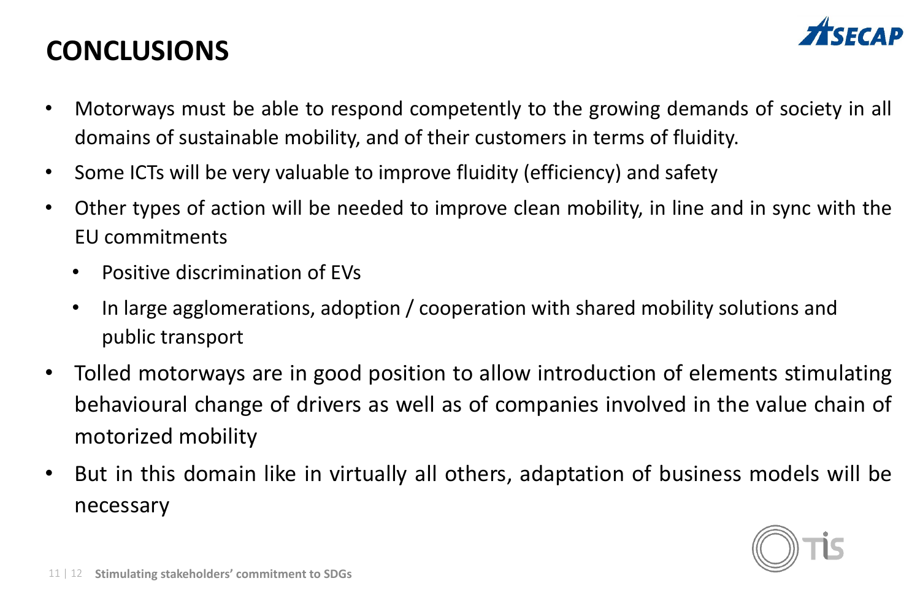# CONCLUSIONS

- Motorways must be able to respond competently to the growing demands of society in all domains of sustainable mobility, and of their customers in terms of fluidity.
- Some ICTs will be very valuable to improve fluidity (efficiency) and safety
- Other types of action will be needed to improve clean mobility, in line and in sync with the EU commitments
  - Positive discrimination of EVs
  - In large agglomerations, adoption / cooperation with shared mobility solutions and public transport
- Tolled motorways are in good position to allow introduction of elements stimulating behavioural change of drivers as well as of companies involved in the value chain of motorized mobility
- But in this domain like in virtually all others, adaptation of business models will be necessary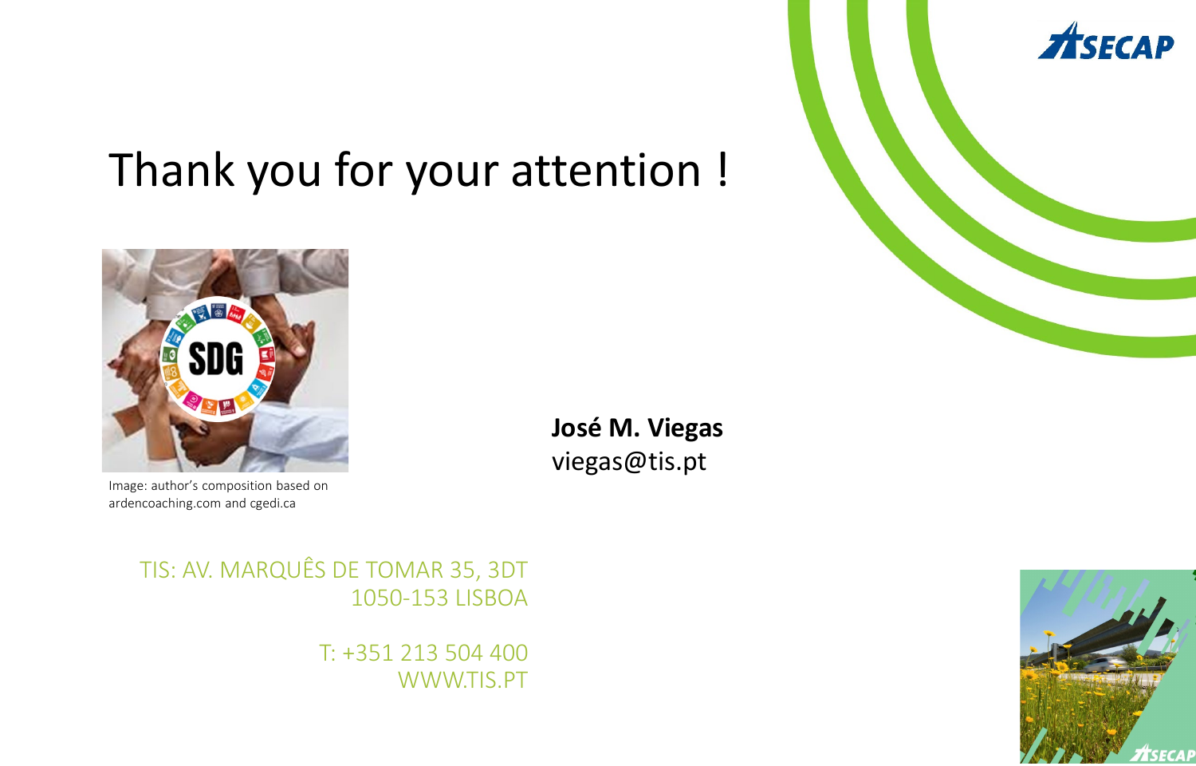# Thank you for your attention !

Image: author's composition based on ardencoaching.com and cgedi.ca

**José M. Viegas**
viegas@tis.pt

TIS: AV. MARQUÊS DE TOMAR 35, 3DT
1050-153 LISBOA

T: +351 213 504 400
WWW.TIS.PT